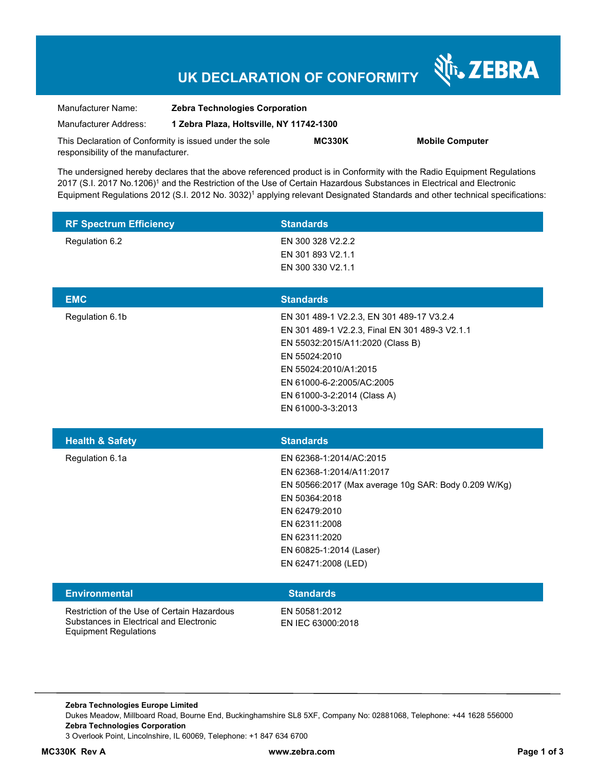# UK DECLARATION OF CONFORMITY

ZEBRA

Manufacturer Name: **Zebra Technologies Corporation**

Manufacturer Address: **1 Zebra Plaza, Holtsville, NY 11742-1300**

This Declaration of Conformity is issued under the sole responsibility of the manufacturer. **MC330K** **Mobile Computer**

The undersigned hereby declares that the above referenced product is in Conformity with the Radio Equipment Regulations 2017 (S.I. 2017 No.1206)[1] and the Restriction of the Use of Certain Hazardous Substances in Electrical and Electronic Equipment Regulations 2012 (S.I. 2012 No. 3032)[1] applying relevant Designated Standards and other technical specifications:

| RF Spectrum Efficiency | Standards |
|---|---|
| Regulation 6.2 | EN 300 328 V2.2.2<br>EN 301 893 V2.1.1<br>EN 300 330 V2.1.1 |

| EMC | Standards |
|---|---|
| Regulation 6.1b | EN 301 489-1 V2.2.3, EN 301 489-17 V3.2.4<br>EN 301 489-1 V2.2.3, Final EN 301 489-3 V2.1.1<br>EN 55032:2015/A11:2020 (Class B)<br>EN 55024:2010<br>EN 55024:2010/A1:2015<br>EN 61000-6-2:2005/AC:2005<br>EN 61000-3-2:2014 (Class A)<br>EN 61000-3-3:2013 |

| Health & Safety | Standards |
|---|---|
| Regulation 6.1a | EN 62368-1:2014/AC:2015<br>EN 62368-1:2014/A11:2017<br>EN 50566:2017 (Max average 10g SAR: Body 0.209 W/Kg)<br>EN 50364:2018<br>EN 62479:2010<br>EN 62311:2008<br>EN 62311:2020<br>EN 60825-1:2014 (Laser)<br>EN 62471:2008 (LED) |

| Environmental | Standards |
|---|---|
| Restriction of the Use of Certain Hazardous Substances in Electrical and Electronic Equipment Regulations | EN 50581:2012<br>EN IEC 63000:2018 |

**Zebra Technologies Europe Limited**
Dukes Meadow, Millboard Road, Bourne End, Buckinghamshire SL8 5XF, Company No: 02881068, Telephone: +44 1628 556000
**Zebra Technologies Corporation**
3 Overlook Point, Lincolnshire, IL 60069, Telephone: +1 847 634 6700

**MC330K Rev A** **www.zebra.com**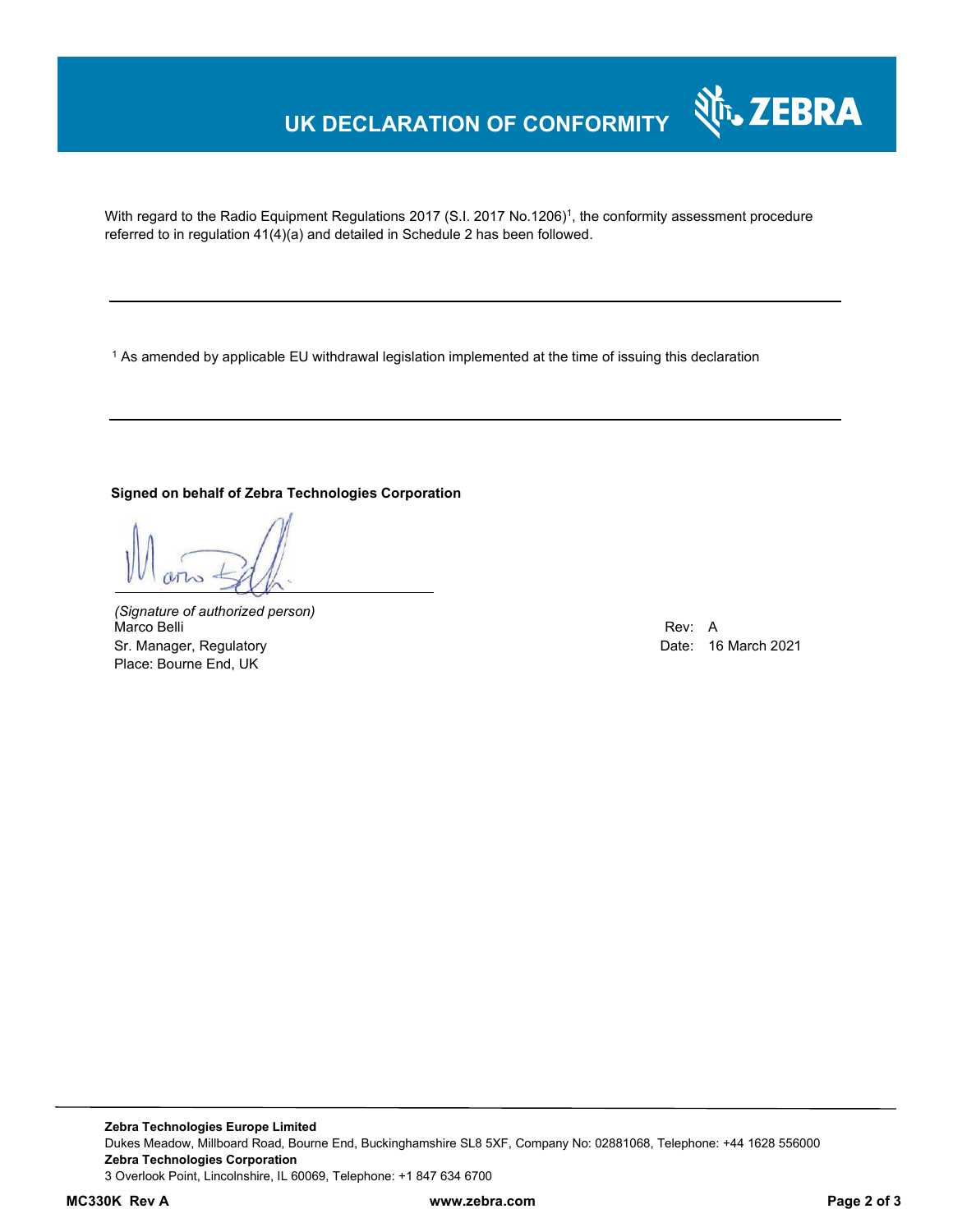# UK DECLARATION OF CONFORMITY

With regard to the Radio Equipment Regulations 2017 (S.I. 2017 No.1206)[1], the conformity assessment procedure referred to in regulation 41(4)(a) and detailed in Schedule 2 has been followed.

---

[1] As amended by applicable EU withdrawal legislation implemented at the time of issuing this declaration

---

**Signed on behalf of Zebra Technologies Corporation**

*(Signature of authorized person)*
Marco Belli
Sr. Manager, Regulatory
Place: Bourne End, UK

Rev: A
Date: 16 March 2021

**Zebra Technologies Europe Limited**
Dukes Meadow, Millboard Road, Bourne End, Buckinghamshire SL8 5XF, Company No: 02881068, Telephone: +44 1628 556000
**Zebra Technologies Corporation**
3 Overlook Point, Lincolnshire, IL 60069, Telephone: +1 847 634 6700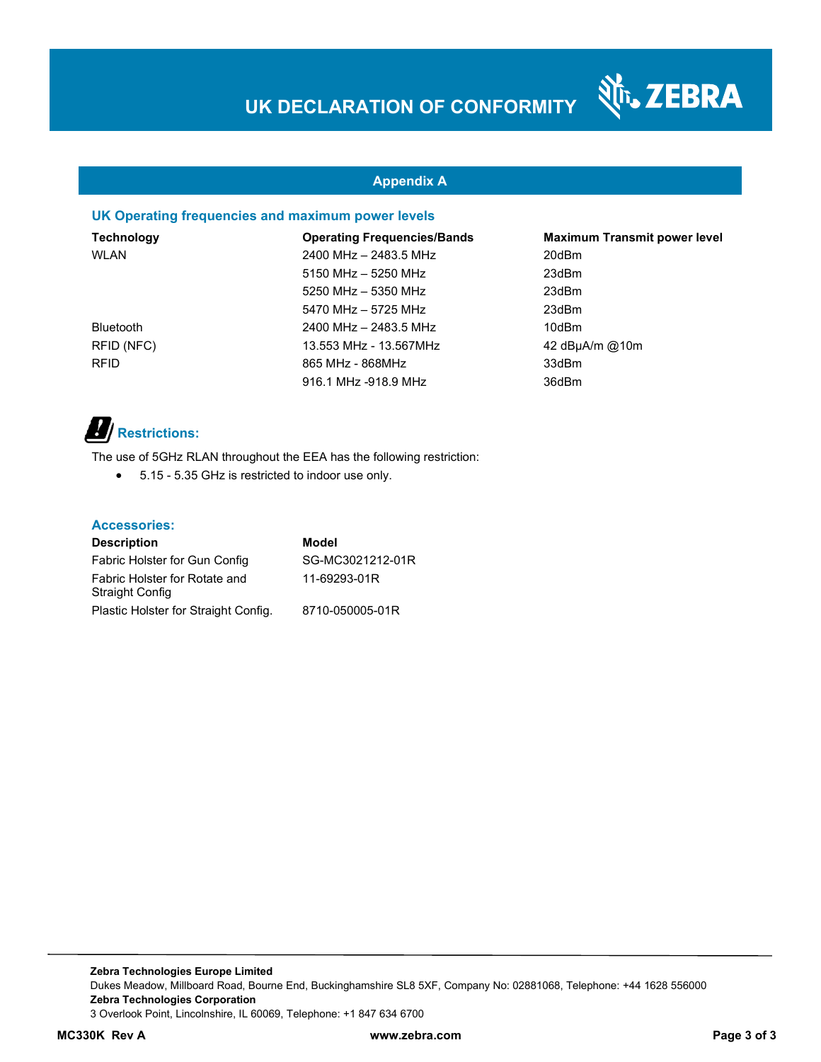# UK DECLARATION OF CONFORMITY

## Appendix A

### UK Operating frequencies and maximum power levels

| Technology | Operating Frequencies/Bands | Maximum Transmit power level |
|---|---|---|
| WLAN | 2400 MHz – 2483.5 MHz | 20dBm |
| | 5150 MHz – 5250 MHz | 23dBm |
| | 5250 MHz – 5350 MHz | 23dBm |
| | 5470 MHz – 5725 MHz | 23dBm |
| Bluetooth | 2400 MHz – 2483.5 MHz | 10dBm |
| RFID (NFC) | 13.553 MHz - 13.567MHz | 42 dBμA/m @10m |
| RFID | 865 MHz - 868MHz | 33dBm |
| | 916.1 MHz -918.9 MHz | 36dBm |

### Restrictions:

The use of 5GHz RLAN throughout the EEA has the following restriction:

- 5.15 - 5.35 GHz is restricted to indoor use only.

### Accessories:

| Description | Model |
|---|---|
| Fabric Holster for Gun Config | SG-MC3021212-01R |
| Fabric Holster for Rotate and Straight Config | 11-69293-01R |
| Plastic Holster for Straight Config. | 8710-050005-01R |

**Zebra Technologies Europe Limited**
Dukes Meadow, Millboard Road, Bourne End, Buckinghamshire SL8 5XF, Company No: 02881068, Telephone: +44 1628 556000
**Zebra Technologies Corporation**
3 Overlook Point, Lincolnshire, IL 60069, Telephone: +1 847 634 6700

**MC330K Rev A** **www.zebra.com**